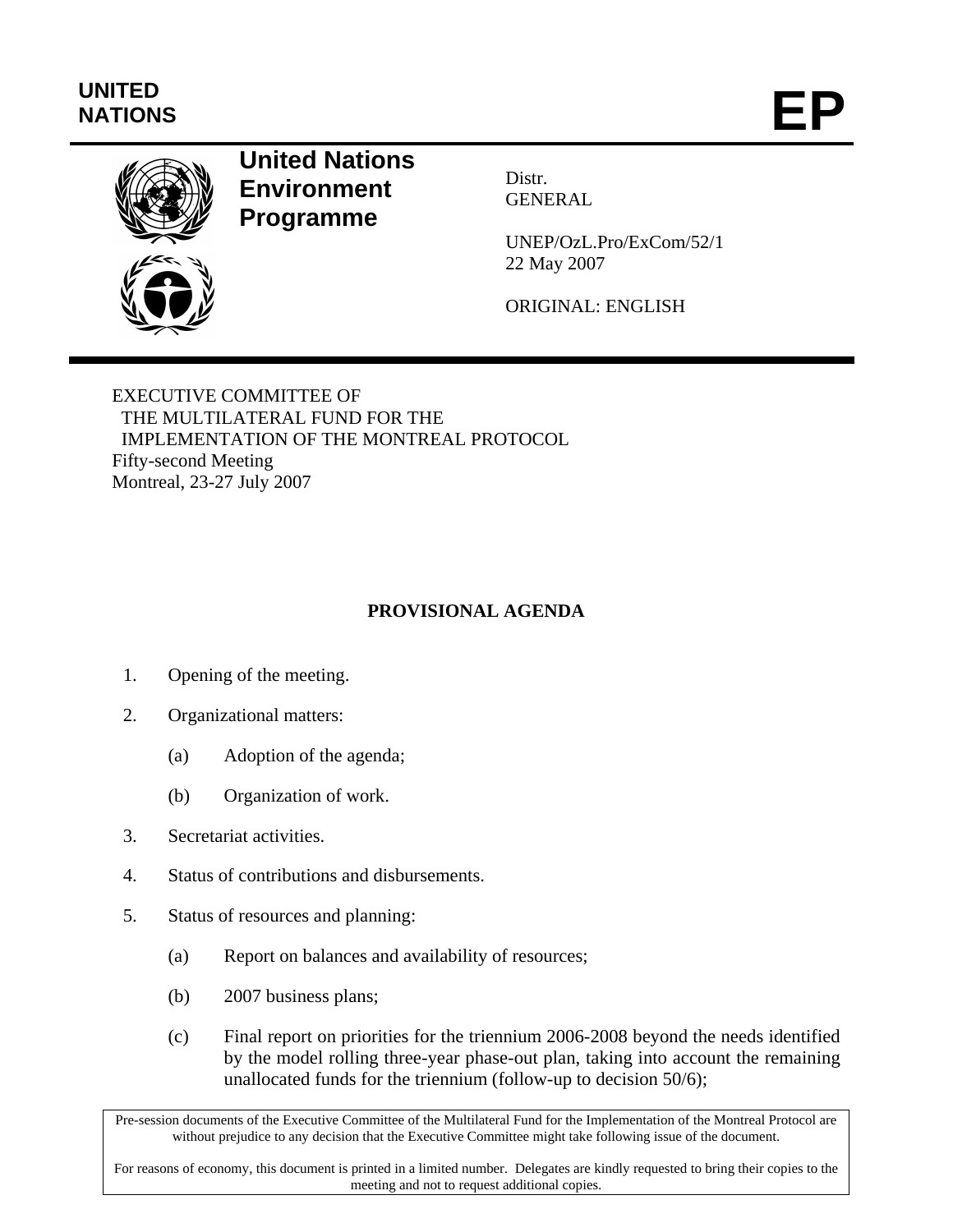UNITED NATIONS

# EP

**United Nations Environment Programme**

Distr.
GENERAL

UNEP/OzL.Pro/ExCom/52/1
22 May 2007

ORIGINAL: ENGLISH

EXECUTIVE COMMITTEE OF
THE MULTILATERAL FUND FOR THE
IMPLEMENTATION OF THE MONTREAL PROTOCOL
Fifty-second Meeting
Montreal, 23-27 July 2007

## PROVISIONAL AGENDA

1. Opening of the meeting.

2. Organizational matters:

    (a) Adoption of the agenda;

    (b) Organization of work.

3. Secretariat activities.

4. Status of contributions and disbursements.

5. Status of resources and planning:

    (a) Report on balances and availability of resources;

    (b) 2007 business plans;

    (c) Final report on priorities for the triennium 2006-2008 beyond the needs identified by the model rolling three-year phase-out plan, taking into account the remaining unallocated funds for the triennium (follow-up to decision 50/6);

Pre-session documents of the Executive Committee of the Multilateral Fund for the Implementation of the Montreal Protocol are without prejudice to any decision that the Executive Committee might take following issue of the document.

For reasons of economy, this document is printed in a limited number. Delegates are kindly requested to bring their copies to the meeting and not to request additional copies.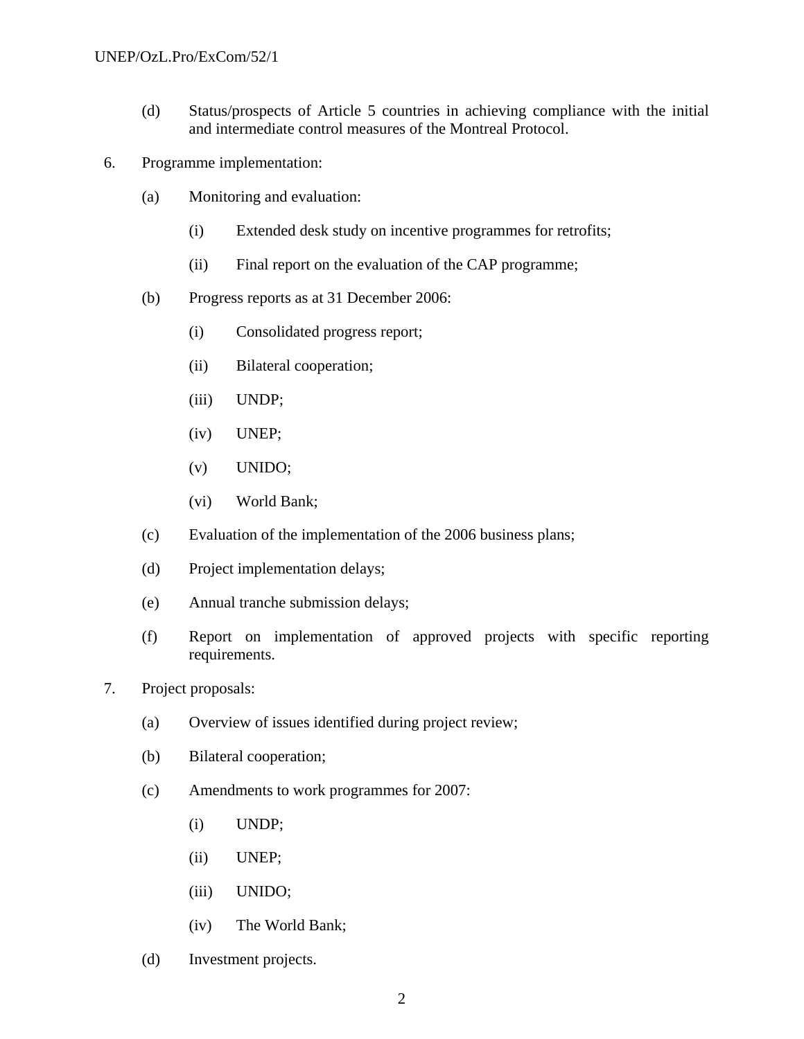(d) Status/prospects of Article 5 countries in achieving compliance with the initial and intermediate control measures of the Montreal Protocol.

6. Programme implementation:

   (a) Monitoring and evaluation:

      (i) Extended desk study on incentive programmes for retrofits;

      (ii) Final report on the evaluation of the CAP programme;

   (b) Progress reports as at 31 December 2006:

      (i) Consolidated progress report;

      (ii) Bilateral cooperation;

      (iii) UNDP;

      (iv) UNEP;

      (v) UNIDO;

      (vi) World Bank;

   (c) Evaluation of the implementation of the 2006 business plans;

   (d) Project implementation delays;

   (e) Annual tranche submission delays;

   (f) Report on implementation of approved projects with specific reporting requirements.

7. Project proposals:

   (a) Overview of issues identified during project review;

   (b) Bilateral cooperation;

   (c) Amendments to work programmes for 2007:

      (i) UNDP;

      (ii) UNEP;

      (iii) UNIDO;

      (iv) The World Bank;

   (d) Investment projects.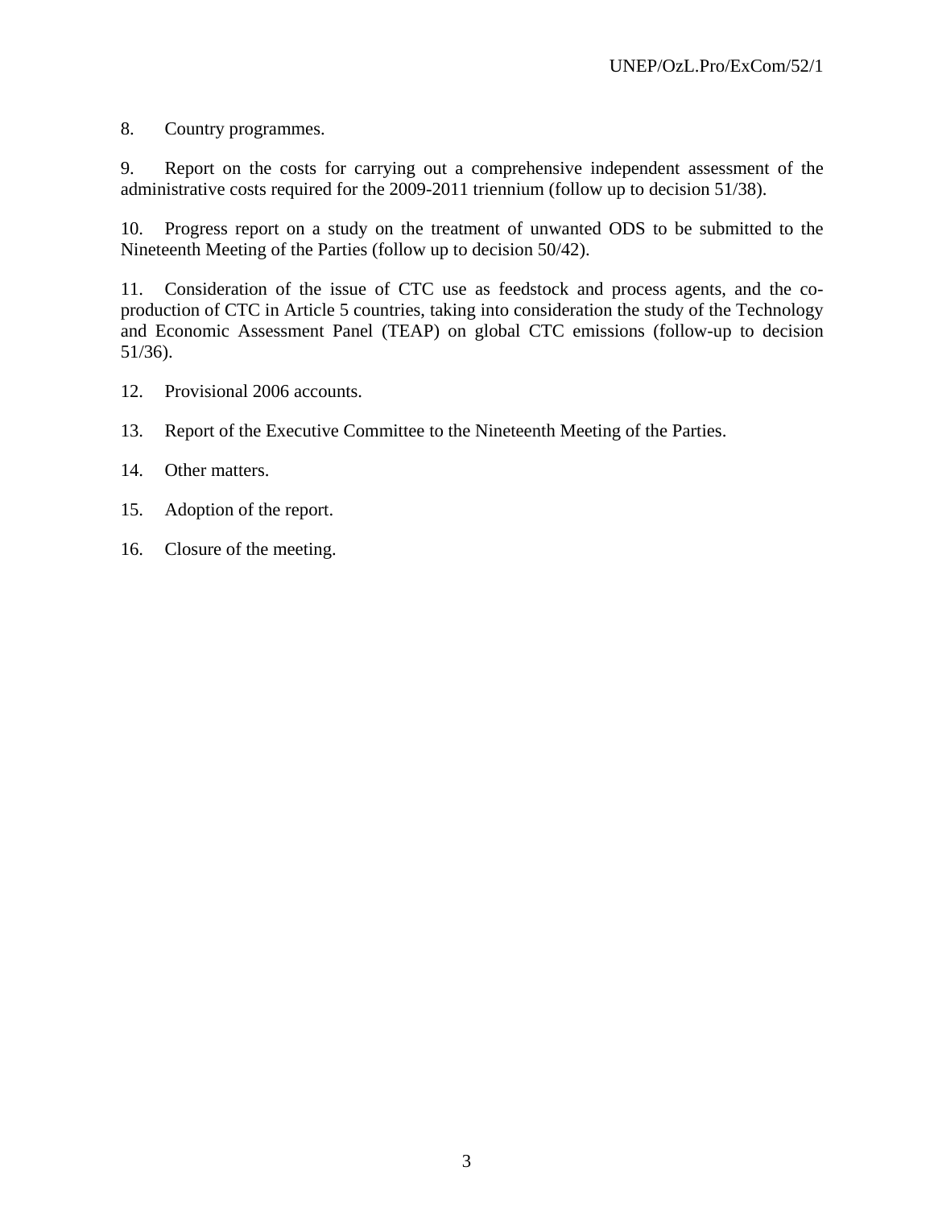8. Country programmes.

9. Report on the costs for carrying out a comprehensive independent assessment of the administrative costs required for the 2009-2011 triennium (follow up to decision 51/38).

10. Progress report on a study on the treatment of unwanted ODS to be submitted to the Nineteenth Meeting of the Parties (follow up to decision 50/42).

11. Consideration of the issue of CTC use as feedstock and process agents, and the co-production of CTC in Article 5 countries, taking into consideration the study of the Technology and Economic Assessment Panel (TEAP) on global CTC emissions (follow-up to decision 51/36).

12. Provisional 2006 accounts.

13. Report of the Executive Committee to the Nineteenth Meeting of the Parties.

14. Other matters.

15. Adoption of the report.

16. Closure of the meeting.